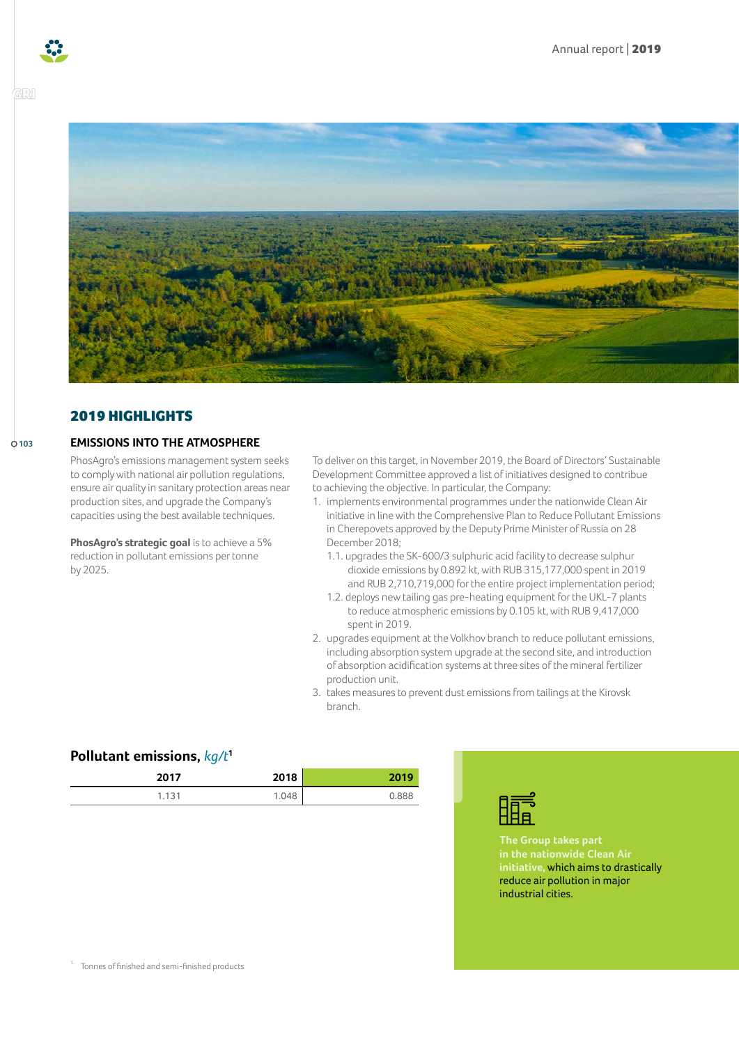## 2019 HIGHLIGHTS

### EMISSIONS INTO THE ATMOSPHERE

PhosAgro's emissions management system seeks to comply with national air pollution regulations, ensure air quality in sanitary protection areas near production sites, and upgrade the Company's capacities using the best available techniques.

**PhosAgro's strategic goal** is to achieve a 5% reduction in pollutant emissions per tonne by 2025.

To deliver on this target, in November 2019, the Board of Directors' Sustainable Development Committee approved a list of initiatives designed to contribute to achieving the objective. In particular, the Company:

1. implements environmental programmes under the nationwide Clean Air initiative in line with the Comprehensive Plan to Reduce Pollutant Emissions in Cherepovets approved by the Deputy Prime Minister of Russia on 28 December 2018;
   - 1.1. upgrades the SK-600/3 sulphuric acid facility to decrease sulphur dioxide emissions by 0.892 kt, with RUB 315,177,000 spent in 2019 and RUB 2,710,719,000 for the entire project implementation period;
   - 1.2. deploys new tailing gas pre-heating equipment for the UKL-7 plants to reduce atmospheric emissions by 0.105 kt, with RUB 9,417,000 spent in 2019.
2. upgrades equipment at the Volkhov branch to reduce pollutant emissions, including absorption system upgrade at the second site, and introduction of absorption acidification systems at three sites of the mineral fertilizer production unit.
3. takes measures to prevent dust emissions from tailings at the Kirovsk branch.

**Pollutant emissions, *kg/t*[1]**

| 2017 | 2018 | 2019 |
|---|---|---|
| 1.131 | 1.048 | 0.888 |

**The Group takes part in the nationwide Clean Air initiative,** which aims to drastically reduce air pollution in major industrial cities.

[1] Tonnes of finished and semi-finished products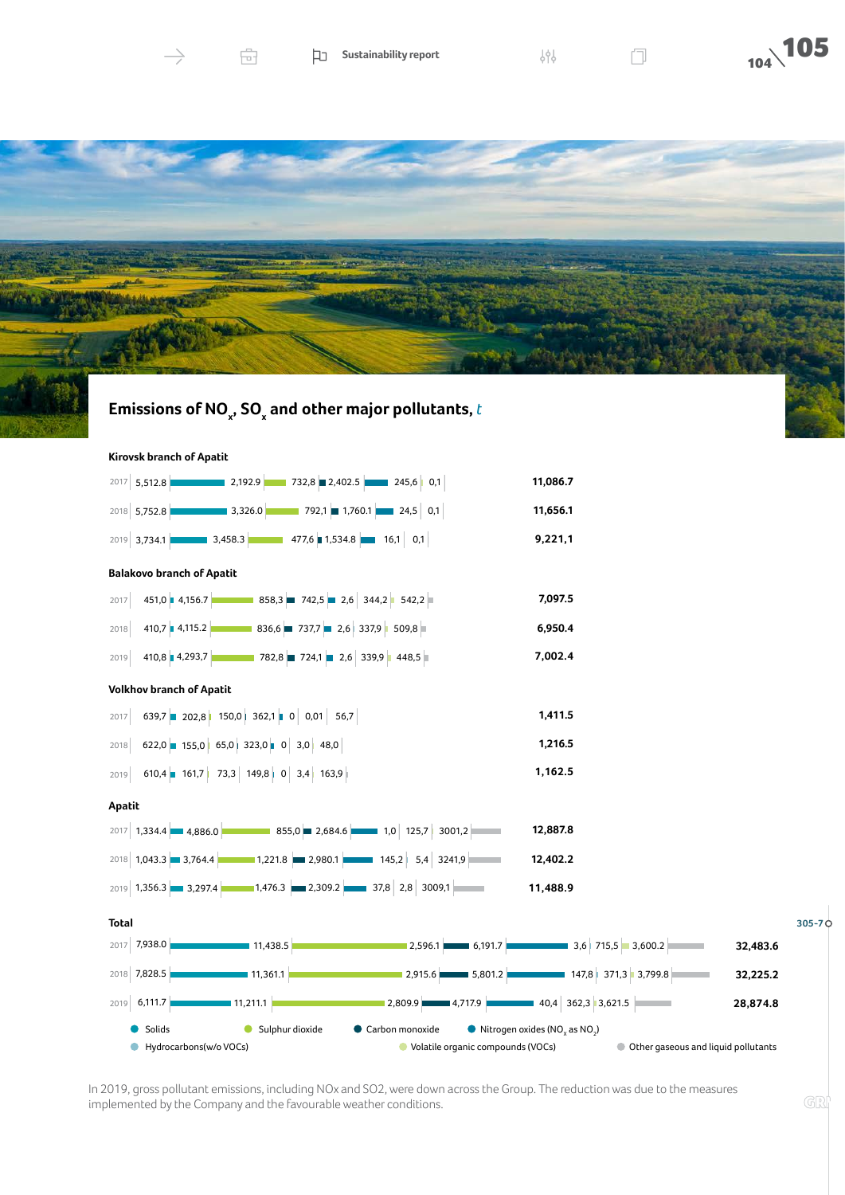## Emissions of $NO_x$, $SO_x$ and other major pollutants, *t*

| Entity | Year | Solids | Sulphur dioxide | Carbon monoxide | Nitrogen oxides ($NO_x$ as $NO_2$) | Hydrocarbons (w/o VOCs) | Volatile organic compounds (VOCs) | Other gaseous and liquid pollutants | Total |
|---|---|---|---|---|---|---|---|---|---|
| **Kirovsk branch of Apatit** | 2017 | 5,512.8 | 2,192.9 | 732,8 | 2,402.5 | 245,6 | 0,1 | | 11,086.7 |
| | 2018 | 5,752.8 | 3,326.0 | 792,1 | 1,760.1 | 24,5 | 0,1 | | 11,656.1 |
| | 2019 | 3,734.1 | 3,458.3 | 477,6 | 1,534.8 | 16,1 | 0,1 | | 9,221,1 |
| **Balakovo branch of Apatit** | 2017 | 451,0 | 4,156.7 | 858,3 | 742,5 | 2,6 | 344,2 | 542,2 | 7,097.5 |
| | 2018 | 410,7 | 4,115.2 | 836,6 | 737,7 | 2,6 | 337,9 | 509,8 | 6,950.4 |
| | 2019 | 410,8 | 4,293,7 | 782,8 | 724,1 | 2,6 | 339,9 | 448,5 | 7,002.4 |
| **Volkhov branch of Apatit** | 2017 | 639,7 | 202,8 | 150,0 | 362,1 | 0 | 0,01 | 56,7 | 1,411.5 |
| | 2018 | 622,0 | 155,0 | 65,0 | 323,0 | 0 | 3,0 | 48,0 | 1,216.5 |
| | 2019 | 610,4 | 161,7 | 73,3 | 149,8 | 0 | 3,4 | 163,9 | 1,162.5 |
| **Apatit** | 2017 | 1,334.4 | 4,886.0 | 855,0 | 2,684.6 | 1,0 | 125,7 | 3001,2 | 12,887.8 |
| | 2018 | 1,043.3 | 3,764.4 | 1,221.8 | 2,980.1 | 145,2 | 5,4 | 3241,9 | 12,402.2 |
| | 2019 | 1,356.3 | 3,297.4 | 1,476.3 | 2,309.2 | 37,8 | 2,8 | 3009,1 | 11,488.9 |
| **Total** | 2017 | 7,938.0 | 11,438.5 | 2,596.1 | 6,191.7 | 3,6 | 715,5 | 3,600.2 | 32,483.6 |
| | 2018 | 7,828.5 | 11,361.1 | 2,915.6 | 5,801.2 | 147,8 | 371,3 | 3,799.8 | 32,225.2 |
| | 2019 | 6,111.7 | 11,211.1 | 2,809.9 | 4,717.9 | 40,4 | 362,3 | 3,621.5 | 28,874.8 |

305-7

In 2019, gross pollutant emissions, including NOx and SO2, were down across the Group. The reduction was due to the measures implemented by the Company and the favourable weather conditions.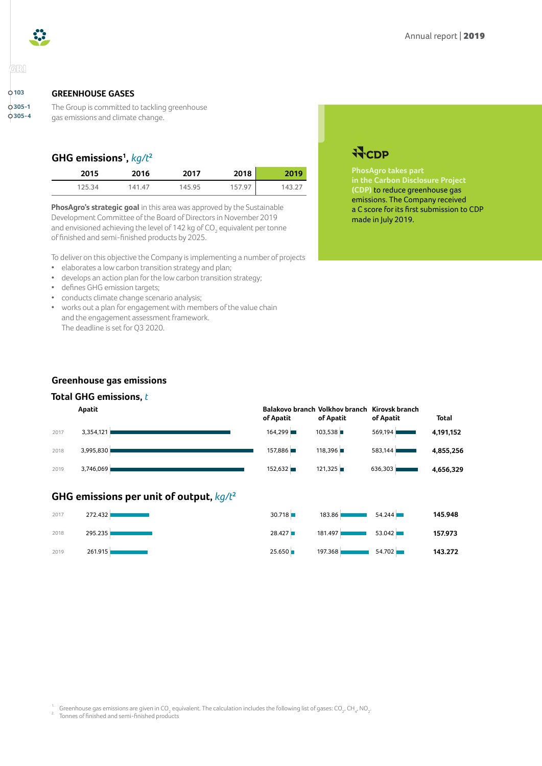GRI

103
305-1
305-4

## GREENHOUSE GASES

The Group is committed to tackling greenhouse gas emissions and climate change.

### GHG emissions[1], *kg/t*[2]

| 2015 | 2016 | 2017 | 2018 | 2019 |
|---|---|---|---|---|
| 125.34 | 141.47 | 145.95 | 157.97 | 143.27 |

**PhosAgro's strategic goal** in this area was approved by the Sustainable Development Committee of the Board of Directors in November 2019 and envisioned achieving the level of 142 kg of $CO_2$ equivalent per tonne of finished and semi-finished products by 2025.

To deliver on this objective the Company is implementing a number of projects

- elaborates a low carbon transition strategy and plan;
- develops an action plan for the low carbon transition strategy;
- defines GHG emission targets;
- conducts climate change scenario analysis;
- works out a plan for engagement with members of the value chain and the engagement assessment framework.
  The deadline is set for Q3 2020.

CDP

**PhosAgro takes part in the Carbon Disclosure Project (CDP)** to reduce greenhouse gas emissions. The Company received a C score for its first submission to CDP made in July 2019.

### Greenhouse gas emissions

#### Total GHG emissions, *t*

| Year | Apatit | Balakovo branch of Apatit | Volkhov branch of Apatit | Kirovsk branch of Apatit | Total |
|---|---|---|---|---|---|
| 2017 | 3,354,121 | 164,299 | 103,538 | 569,194 | **4,191,152** |
| 2018 | 3,995,830 | 157,886 | 118,396 | 583,144 | **4,855,256** |
| 2019 | 3,746,069 | 152,632 | 121,325 | 636,303 | **4,656,329** |

#### GHG emissions per unit of output, *kg/t*[2]

| Year | Apatit | Balakovo branch of Apatit | Volkhov branch of Apatit | Kirovsk branch of Apatit | Total |
|---|---|---|---|---|---|
| 2017 | 272.432 | 30.718 | 183.86 | 54.244 | **145.948** |
| 2018 | 295.235 | 28.427 | 181.497 | 53.042 | **157.973** |
| 2019 | 261.915 | 25.650 | 197.368 | 54.702 | **143.272** |

1. Greenhouse gas emissions are given in $CO_2$ equivalent. The calculation includes the following list of gases: $CO_2$, $CH_4$, $NO_2$.
2. Tonnes of finished and semi-finished products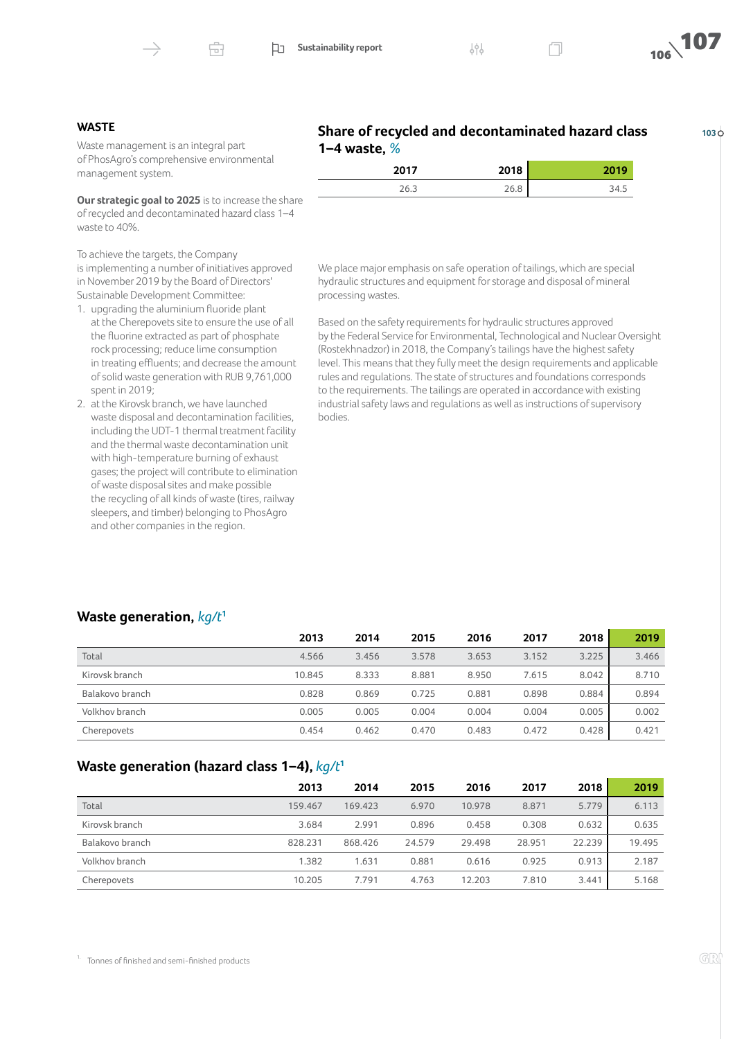## WASTE

Waste management is an integral part of PhosAgro's comprehensive environmental management system.

**Our strategic goal to 2025** is to increase the share of recycled and decontaminated hazard class 1–4 waste to 40%.

To achieve the targets, the Company is implementing a number of initiatives approved in November 2019 by the Board of Directors' Sustainable Development Committee:

1. upgrading the aluminium fluoride plant at the Cherepovets site to ensure the use of all the fluorine extracted as part of phosphate rock processing; reduce lime consumption in treating effluents; and decrease the amount of solid waste generation with RUB 9,761,000 spent in 2019;
2. at the Kirovsk branch, we have launched waste disposal and decontamination facilities, including the UDT-1 thermal treatment facility and the thermal waste decontamination unit with high-temperature burning of exhaust gases; the project will contribute to elimination of waste disposal sites and make possible the recycling of all kinds of waste (tires, railway sleepers, and timber) belonging to PhosAgro and other companies in the region.

### Share of recycled and decontaminated hazard class 1–4 waste, *%*

| 2017 | 2018 | 2019 |
|---|---|---|
| 26.3 | 26.8 | 34.5 |

We place major emphasis on safe operation of tailings, which are special hydraulic structures and equipment for storage and disposal of mineral processing wastes.

Based on the safety requirements for hydraulic structures approved by the Federal Service for Environmental, Technological and Nuclear Oversight (Rostekhnadzor) in 2018, the Company's tailings have the highest safety level. This means that they fully meet the design requirements and applicable rules and regulations. The state of structures and foundations corresponds to the requirements. The tailings are operated in accordance with existing industrial safety laws and regulations as well as instructions of supervisory bodies.

### Waste generation, *kg/t*[1]

| | 2013 | 2014 | 2015 | 2016 | 2017 | 2018 | 2019 |
|---|---|---|---|---|---|---|---|
| Total | 4.566 | 3.456 | 3.578 | 3.653 | 3.152 | 3.225 | 3.466 |
| Kirovsk branch | 10.845 | 8.333 | 8.881 | 8.950 | 7.615 | 8.042 | 8.710 |
| Balakovo branch | 0.828 | 0.869 | 0.725 | 0.881 | 0.898 | 0.884 | 0.894 |
| Volkhov branch | 0.005 | 0.005 | 0.004 | 0.004 | 0.004 | 0.005 | 0.002 |
| Cherepovets | 0.454 | 0.462 | 0.470 | 0.483 | 0.472 | 0.428 | 0.421 |

### Waste generation (hazard class 1–4), *kg/t*[1]

| | 2013 | 2014 | 2015 | 2016 | 2017 | 2018 | 2019 |
|---|---|---|---|---|---|---|---|
| Total | 159.467 | 169.423 | 6.970 | 10.978 | 8.871 | 5.779 | 6.113 |
| Kirovsk branch | 3.684 | 2.991 | 0.896 | 0.458 | 0.308 | 0.632 | 0.635 |
| Balakovo branch | 828.231 | 868.426 | 24.579 | 29.498 | 28.951 | 22.239 | 19.495 |
| Volkhov branch | 1.382 | 1.631 | 0.881 | 0.616 | 0.925 | 0.913 | 2.187 |
| Cherepovets | 10.205 | 7.791 | 4.763 | 12.203 | 7.810 | 3.441 | 5.168 |

[1] Tonnes of finished and semi-finished products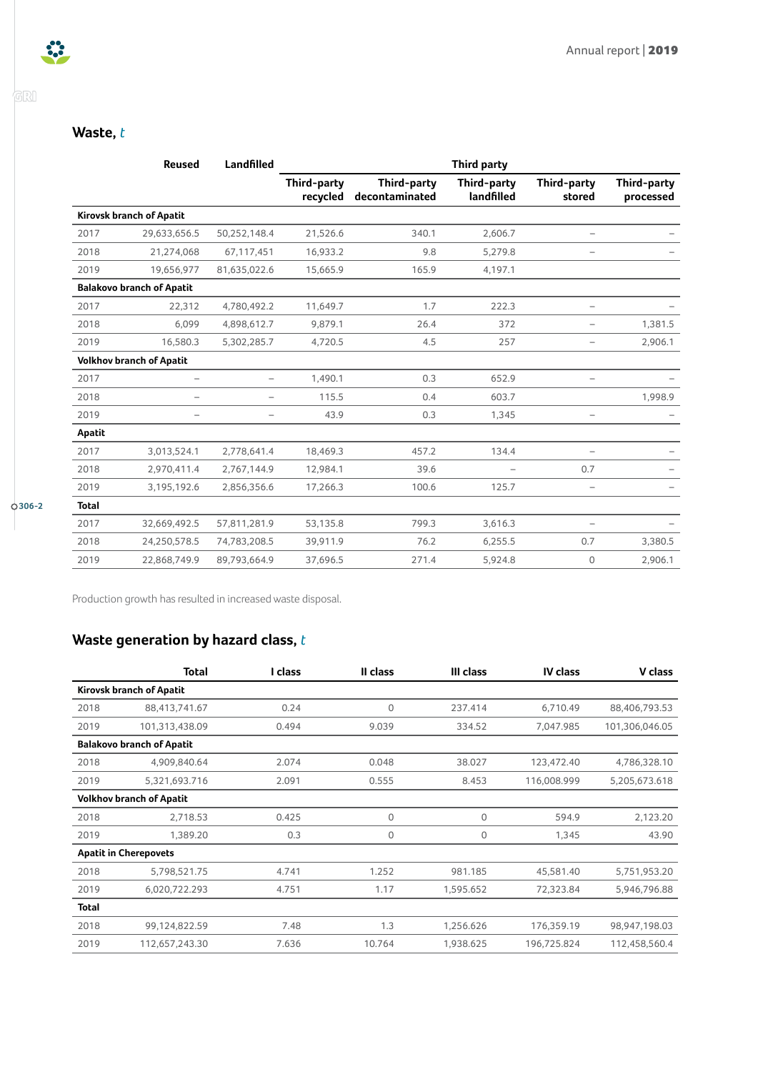## Waste, *t*

| | Reused | Landfilled | Third party | | | | |
|---|---|---|---|---|---|---|---|
| | | | Third-party recycled | Third-party decontaminated | Third-party landfilled | Third-party stored | Third-party processed |
| **Kirovsk branch of Apatit** | | | | | | | |
| 2017 | 29,633,656.5 | 50,252,148.4 | 21,526.6 | 340.1 | 2,606.7 | – | – |
| 2018 | 21,274,068 | 67,117,451 | 16,933.2 | 9.8 | 5,279.8 | – | – |
| 2019 | 19,656,977 | 81,635,022.6 | 15,665.9 | 165.9 | 4,197.1 | | |
| **Balakovo branch of Apatit** | | | | | | | |
| 2017 | 22,312 | 4,780,492.2 | 11,649.7 | 1.7 | 222.3 | – | – |
| 2018 | 6,099 | 4,898,612.7 | 9,879.1 | 26.4 | 372 | – | 1,381.5 |
| 2019 | 16,580.3 | 5,302,285.7 | 4,720.5 | 4.5 | 257 | – | 2,906.1 |
| **Volkhov branch of Apatit** | | | | | | | |
| 2017 | – | – | 1,490.1 | 0.3 | 652.9 | – | – |
| 2018 | – | – | 115.5 | 0.4 | 603.7 | | 1,998.9 |
| 2019 | – | – | 43.9 | 0.3 | 1,345 | – | – |
| **Apatit** | | | | | | | |
| 2017 | 3,013,524.1 | 2,778,641.4 | 18,469.3 | 457.2 | 134.4 | – | – |
| 2018 | 2,970,411.4 | 2,767,144.9 | 12,984.1 | 39.6 | – | 0.7 | – |
| 2019 | 3,195,192.6 | 2,856,356.6 | 17,266.3 | 100.6 | 125.7 | – | – |
| **Total** | | | | | | | |
| 2017 | 32,669,492.5 | 57,811,281.9 | 53,135.8 | 799.3 | 3,616.3 | – | – |
| 2018 | 24,250,578.5 | 74,783,208.5 | 39,911.9 | 76.2 | 6,255.5 | 0.7 | 3,380.5 |
| 2019 | 22,868,749.9 | 89,793,664.9 | 37,696.5 | 271.4 | 5,924.8 | 0 | 2,906.1 |

Production growth has resulted in increased waste disposal.

## Waste generation by hazard class, *t*

| | Total | I class | II class | III class | IV class | V class |
|---|---|---|---|---|---|---|
| **Kirovsk branch of Apatit** | | | | | | |
| 2018 | 88,413,741.67 | 0.24 | 0 | 237.414 | 6,710.49 | 88,406,793.53 |
| 2019 | 101,313,438.09 | 0.494 | 9.039 | 334.52 | 7,047.985 | 101,306,046.05 |
| **Balakovo branch of Apatit** | | | | | | |
| 2018 | 4,909,840.64 | 2.074 | 0.048 | 38.027 | 123,472.40 | 4,786,328.10 |
| 2019 | 5,321,693.716 | 2.091 | 0.555 | 8.453 | 116,008.999 | 5,205,673.618 |
| **Volkhov branch of Apatit** | | | | | | |
| 2018 | 2,718.53 | 0.425 | 0 | 0 | 594.9 | 2,123.20 |
| 2019 | 1,389.20 | 0.3 | 0 | 0 | 1,345 | 43.90 |
| **Apatit in Cherepovets** | | | | | | |
| 2018 | 5,798,521.75 | 4.741 | 1.252 | 981.185 | 45,581.40 | 5,751,953.20 |
| 2019 | 6,020,722.293 | 4.751 | 1.17 | 1,595.652 | 72,323.84 | 5,946,796.88 |
| **Total** | | | | | | |
| 2018 | 99,124,822.59 | 7.48 | 1.3 | 1,256.626 | 176,359.19 | 98,947,198.03 |
| 2019 | 112,657,243.30 | 7.636 | 10.764 | 1,938.625 | 196,725.824 | 112,458,560.4 |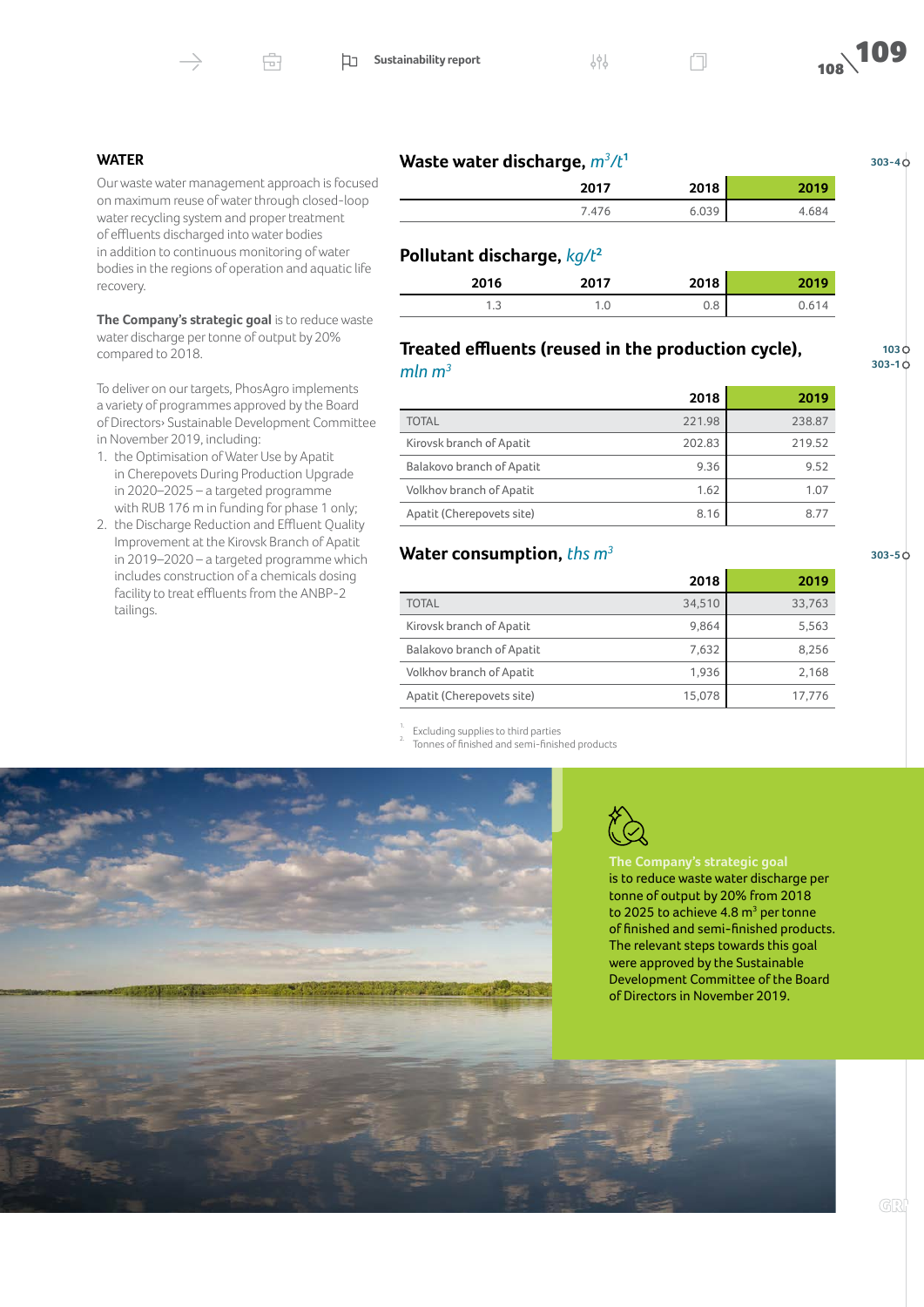## WATER

Our waste water management approach is focused on maximum reuse of water through closed-loop water recycling system and proper treatment of effluents discharged into water bodies in addition to continuous monitoring of water bodies in the regions of operation and aquatic life recovery.

**The Company's strategic goal** is to reduce waste water discharge per tonne of output by 20% compared to 2018.

To deliver on our targets, PhosAgro implements a variety of programmes approved by the Board of Directors› Sustainable Development Committee in November 2019, including:

1. the Optimisation of Water Use by Apatit in Cherepovets During Production Upgrade in 2020–2025 – a targeted programme with RUB 176 m in funding for phase 1 only;
2. the Discharge Reduction and Effluent Quality Improvement at the Kirovsk Branch of Apatit in 2019–2020 – a targeted programme which includes construction of a chemicals dosing facility to treat effluents from the ANBP-2 tailings.

### Waste water discharge, $m^3/t$[1]

303-4

| 2017 | 2018 | 2019 |
|---|---|---|
| 7.476 | 6.039 | 4.684 |

### Pollutant discharge, $kg/t$[2]

| 2016 | 2017 | 2018 | 2019 |
|---|---|---|---|
| 1.3 | 1.0 | 0.8 | 0.614 |

### Treated effluents (reused in the production cycle), mln $m^3$

103
303-1

| | 2018 | 2019 |
|---|---|---|
| TOTAL | 221.98 | 238.87 |
| Kirovsk branch of Apatit | 202.83 | 219.52 |
| Balakovo branch of Apatit | 9.36 | 9.52 |
| Volkhov branch of Apatit | 1.62 | 1.07 |
| Apatit (Cherepovets site) | 8.16 | 8.77 |

### Water consumption, ths $m^3$

303-5

| | 2018 | 2019 |
|---|---|---|
| TOTAL | 34,510 | 33,763 |
| Kirovsk branch of Apatit | 9,864 | 5,563 |
| Balakovo branch of Apatit | 7,632 | 8,256 |
| Volkhov branch of Apatit | 1,936 | 2,168 |
| Apatit (Cherepovets site) | 15,078 | 17,776 |

1. Excluding supplies to third parties
2. Tonnes of finished and semi-finished products

**The Company's strategic goal** is to reduce waste water discharge per tonne of output by 20% from 2018 to 2025 to achieve 4.8 $m^3$ per tonne of finished and semi-finished products. The relevant steps towards this goal were approved by the Sustainable Development Committee of the Board of Directors in November 2019.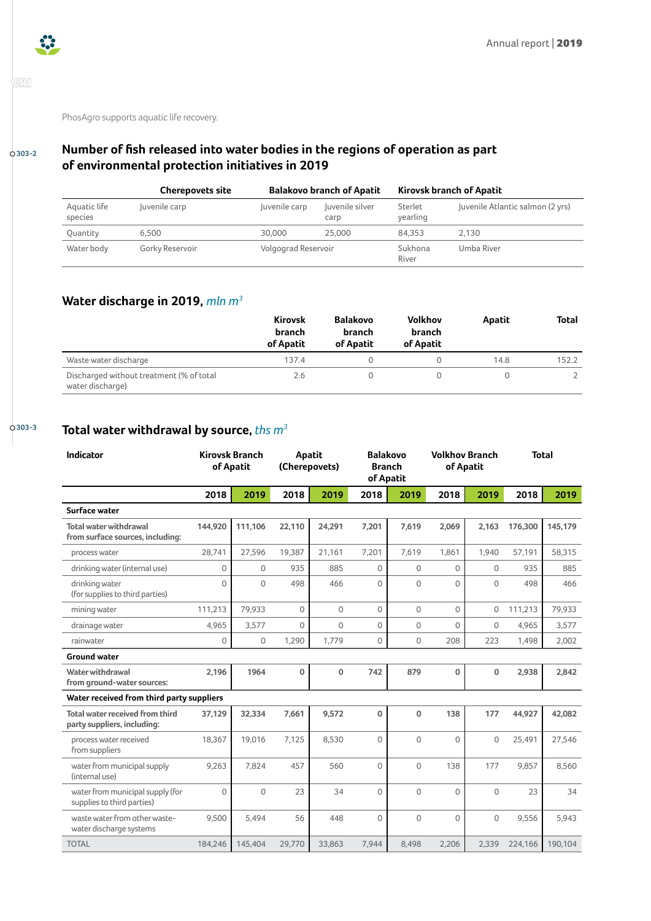PhosAgro supports aquatic life recovery.

303-2

## Number of fish released into water bodies in the regions of operation as part of environmental protection initiatives in 2019

| | Cherepovets site | Balakovo branch of Apatit | | Kirovsk branch of Apatit | |
|---|---|---|---|---|---|
| Aquatic life species | Juvenile carp | Juvenile carp | Juvenile silver carp | Sterlet yearling | Juvenile Atlantic salmon (2 yrs) |
| Quantity | 6,500 | 30,000 | 25,000 | 84,353 | 2,130 |
| Water body | Gorky Reservoir | Volgograd Reservoir | | Sukhona River | Umba River |

## Water discharge in 2019, *mln m³*

| | Kirovsk branch of Apatit | Balakovo branch of Apatit | Volkhov branch of Apatit | Apatit | Total |
|---|---|---|---|---|---|
| Waste water discharge | 137.4 | 0 | 0 | 14.8 | 152.2 |
| Discharged without treatment (% of total water discharge) | 2.6 | 0 | 0 | 0 | 2 |

303-3

## Total water withdrawal by source, *ths m³*

| Indicator | Kirovsk Branch of Apatit | | Apatit (Cherepovets) | | Balakovo Branch of Apatit | | Volkhov Branch of Apatit | | Total | |
|---|---|---|---|---|---|---|---|---|---|---|
| | 2018 | 2019 | 2018 | 2019 | 2018 | 2019 | 2018 | 2019 | 2018 | 2019 |
| **Surface water** | | | | | | | | | | |
| **Total water withdrawal from surface sources, including:** | **144,920** | **111,106** | **22,110** | **24,291** | **7,201** | **7,619** | **2,069** | **2,163** | **176,300** | **145,179** |
| process water | 28,741 | 27,596 | 19,387 | 21,161 | 7,201 | 7,619 | 1,861 | 1,940 | 57,191 | 58,315 |
| drinking water (internal use) | 0 | 0 | 935 | 885 | 0 | 0 | 0 | 0 | 935 | 885 |
| drinking water (for supplies to third parties) | 0 | 0 | 498 | 466 | 0 | 0 | 0 | 0 | 498 | 466 |
| mining water | 111,213 | 79,933 | 0 | 0 | 0 | 0 | 0 | 0 | 111,213 | 79,933 |
| drainage water | 4,965 | 3,577 | 0 | 0 | 0 | 0 | 0 | 0 | 4,965 | 3,577 |
| rainwater | 0 | 0 | 1,290 | 1,779 | 0 | 0 | 208 | 223 | 1,498 | 2,002 |
| **Ground water** | | | | | | | | | | |
| **Water withdrawal from ground-water sources:** | **2,196** | **1964** | **0** | **0** | **742** | **879** | **0** | **0** | **2,938** | **2,842** |
| **Water received from third party suppliers** | | | | | | | | | | |
| **Total water received from third party suppliers, including:** | **37,129** | **32,334** | **7,661** | **9,572** | **0** | **0** | **138** | **177** | **44,927** | **42,082** |
| process water received from suppliers | 18,367 | 19,016 | 7,125 | 8,530 | 0 | 0 | 0 | 0 | 25,491 | 27,546 |
| water from municipal supply (internal use) | 9,263 | 7,824 | 457 | 560 | 0 | 0 | 138 | 177 | 9,857 | 8,560 |
| water from municipal supply (for supplies to third parties) | 0 | 0 | 23 | 34 | 0 | 0 | 0 | 0 | 23 | 34 |
| waste water from other waste-water discharge systems | 9,500 | 5,494 | 56 | 448 | 0 | 0 | 0 | 0 | 9,556 | 5,943 |
| TOTAL | 184,246 | 145,404 | 29,770 | 33,863 | 7,944 | 8,498 | 2,206 | 2,339 | 224,166 | 190,104 |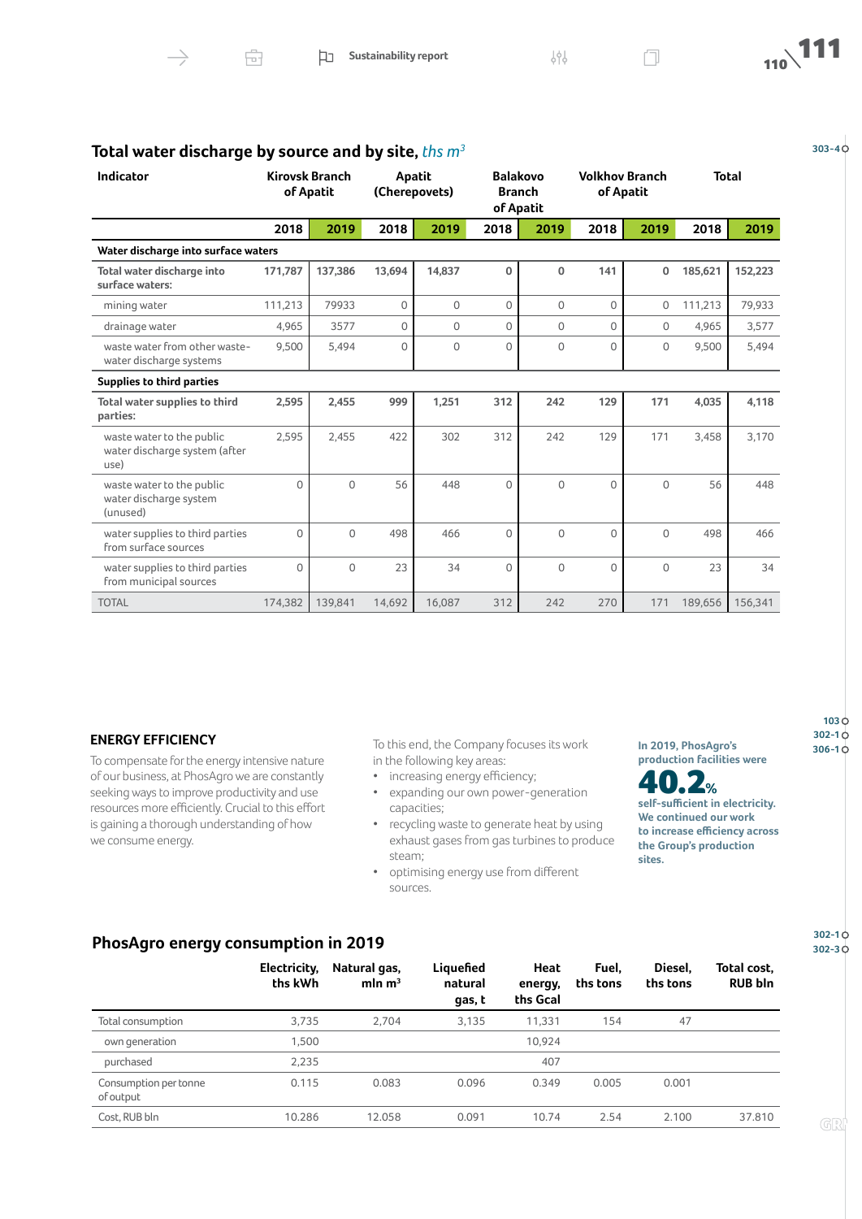## Total water discharge by source and by site, *ths m³*

| Indicator | Kirovsk Branch of Apatit | | Apatit (Cherepovets) | | Balakovo Branch of Apatit | | Volkhov Branch of Apatit | | Total | |
|---|---|---|---|---|---|---|---|---|---|---|
| | 2018 | 2019 | 2018 | 2019 | 2018 | 2019 | 2018 | 2019 | 2018 | 2019 |
| **Water discharge into surface waters** | | | | | | | | | | |
| **Total water discharge into surface waters:** | **171,787** | **137,386** | **13,694** | **14,837** | **0** | **0** | **141** | **0** | **185,621** | **152,223** |
| mining water | 111,213 | 79933 | 0 | 0 | 0 | 0 | 0 | 0 | 111,213 | 79,933 |
| drainage water | 4,965 | 3577 | 0 | 0 | 0 | 0 | 0 | 0 | 4,965 | 3,577 |
| waste water from other waste-water discharge systems | 9,500 | 5,494 | 0 | 0 | 0 | 0 | 0 | 0 | 9,500 | 5,494 |
| **Supplies to third parties** | | | | | | | | | | |
| **Total water supplies to third parties:** | **2,595** | **2,455** | **999** | **1,251** | **312** | **242** | **129** | **171** | **4,035** | **4,118** |
| waste water to the public water discharge system (after use) | 2,595 | 2,455 | 422 | 302 | 312 | 242 | 129 | 171 | 3,458 | 3,170 |
| waste water to the public water discharge system (unused) | 0 | 0 | 56 | 448 | 0 | 0 | 0 | 0 | 56 | 448 |
| water supplies to third parties from surface sources | 0 | 0 | 498 | 466 | 0 | 0 | 0 | 0 | 498 | 466 |
| water supplies to third parties from municipal sources | 0 | 0 | 23 | 34 | 0 | 0 | 0 | 0 | 23 | 34 |
| TOTAL | 174,382 | 139,841 | 14,692 | 16,087 | 312 | 242 | 270 | 171 | 189,656 | 156,341 |

303-4

### ENERGY EFFICIENCY

103, 302-1, 306-1

To compensate for the energy intensive nature of our business, at PhosAgro we are constantly seeking ways to improve productivity and use resources more efficiently. Crucial to this effort is gaining a thorough understanding of how we consume energy.

To this end, the Company focuses its work in the following key areas:

- increasing energy efficiency;
- expanding our own power-generation capacities;
- recycling waste to generate heat by using exhaust gases from gas turbines to produce steam;
- optimising energy use from different sources.

**In 2019, PhosAgro's production facilities were**

**40.2%**

**self-sufficient in electricity. We continued our work to increase efficiency across the Group's production sites.**

## PhosAgro energy consumption in 2019

302-1, 302-3

| | Electricity, ths kWh | Natural gas, mln m³ | Liquefied natural gas, t | Heat energy, ths Gcal | Fuel, ths tons | Diesel, ths tons | Total cost, RUB bln |
|---|---|---|---|---|---|---|---|
| Total consumption | 3,735 | 2,704 | 3,135 | 11,331 | 154 | 47 | |
| own generation | 1,500 | | | 10,924 | | | |
| purchased | 2,235 | | | 407 | | | |
| Consumption per tonne of output | 0.115 | 0.083 | 0.096 | 0.349 | 0.005 | 0.001 | |
| Cost, RUB bln | 10.286 | 12.058 | 0.091 | 10.74 | 2.54 | 2.100 | 37.810 |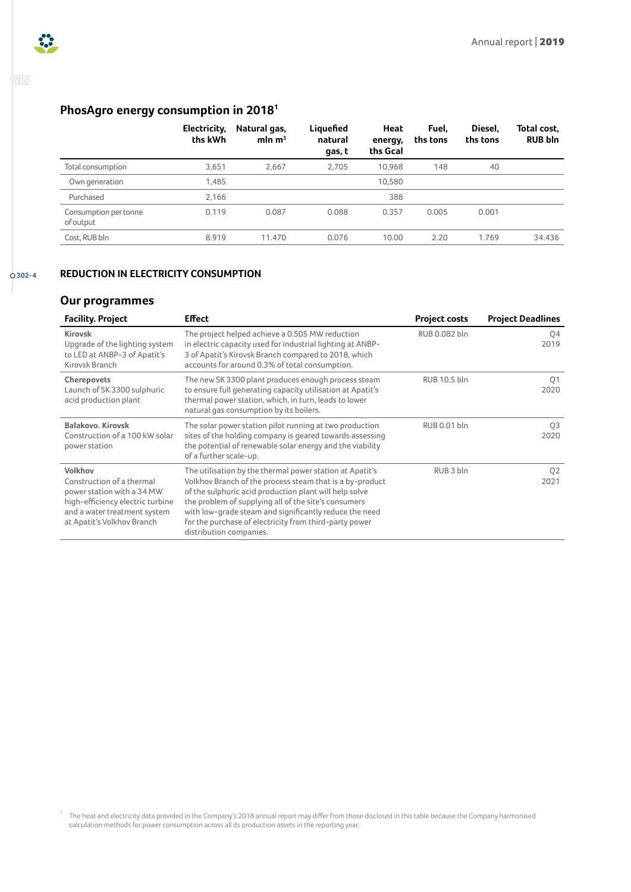## PhosAgro energy consumption in 2018[1]

| | Electricity, ths kWh | Natural gas, mln m³ | Liquefied natural gas, t | Heat energy, ths Gcal | Fuel, ths tons | Diesel, ths tons | Total cost, RUB bln |
|---|---|---|---|---|---|---|---|
| Total consumption | 3,651 | 2,667 | 2,705 | 10,968 | 148 | 40 | |
| Own generation | 1,485 | | | 10,580 | | | |
| Purchased | 2,166 | | | 388 | | | |
| Consumption per tonne of output | 0.119 | 0.087 | 0.088 | 0.357 | 0.005 | 0.001 | |
| Cost, RUB bln | 8.919 | 11.470 | 0.076 | 10.00 | 2.20 | 1.769 | 34.436 |

302-4

### REDUCTION IN ELECTRICITY CONSUMPTION

## Our programmes

| Facility. Project | Effect | Project costs | Project Deadlines |
|---|---|---|---|
| **Kirovsk** Upgrade of the lighting system to LED at ANBP-3 of Apatit's Kirovsk Branch | The project helped achieve a 0.505 MW reduction in electric capacity used for industrial lighting at ANBP-3 of Apatit's Kirovsk Branch compared to 2018, which accounts for around 0.3% of total consumption. | RUB 0.082 bln | Q4 2019 |
| **Cherepovets** Launch of SK 3300 sulphuric acid production plant | The new SK 3300 plant produces enough process steam to ensure full generating capacity utilisation at Apatit's thermal power station, which, in turn, leads to lower natural gas consumption by its boilers. | RUB 10.5 bln | Q1 2020 |
| **Balakovo. Kirovsk** Construction of a 100 kW solar power station | The solar power station pilot running at two production sites of the holding company is geared towards assessing the potential of renewable solar energy and the viability of a further scale-up. | RUB 0.01 bln | Q3 2020 |
| **Volkhov** Construction of a thermal power station with a 34 MW high-efficiency electric turbine and a water treatment system at Apatit's Volkhov Branch | The utilisation by the thermal power station at Apatit's Volkhov Branch of the process steam that is a by-product of the sulphuric acid production plant will help solve the problem of supplying all of the site's consumers with low-grade steam and significantly reduce the need for the purchase of electricity from third-party power distribution companies. | RUB 3 bln | Q2 2021 |

[1] The heat and electricity data provided in the Company's 2018 annual report may differ from those disclosed in this table because the Company harmonised calculation methods for power consumption across all its production assets in the reporting year.